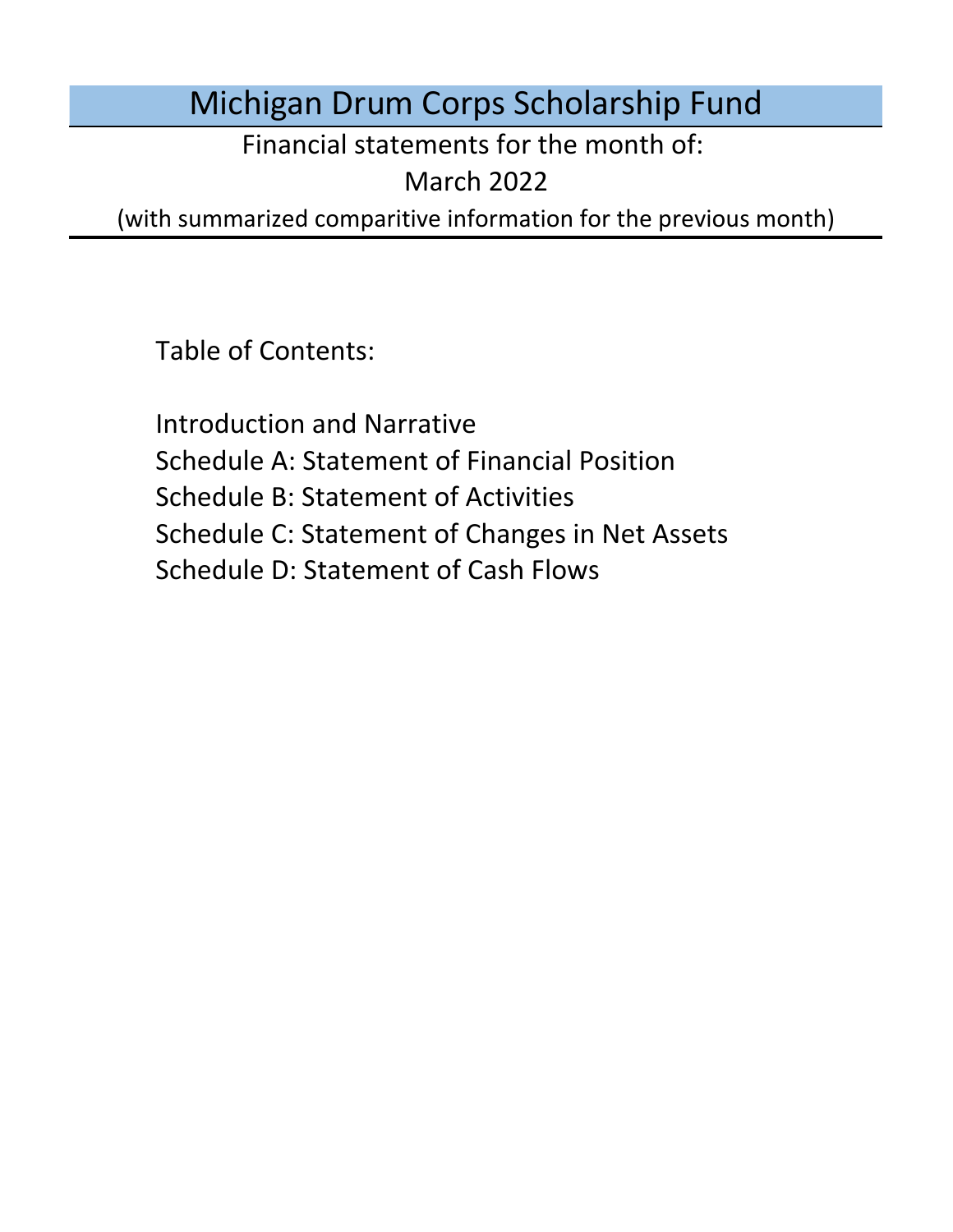# Michigan Drum Corps Scholarship Fund

Financial statements for the month of:

March 2022

(with summarized comparitive information for the previous month)

Table of Contents:

Introduction and Narrative

Schedule A: Statement of Financial Position

Schedule B: Statement of Activities

Schedule C: Statement of Changes in Net Assets

Schedule D: Statement of Cash Flows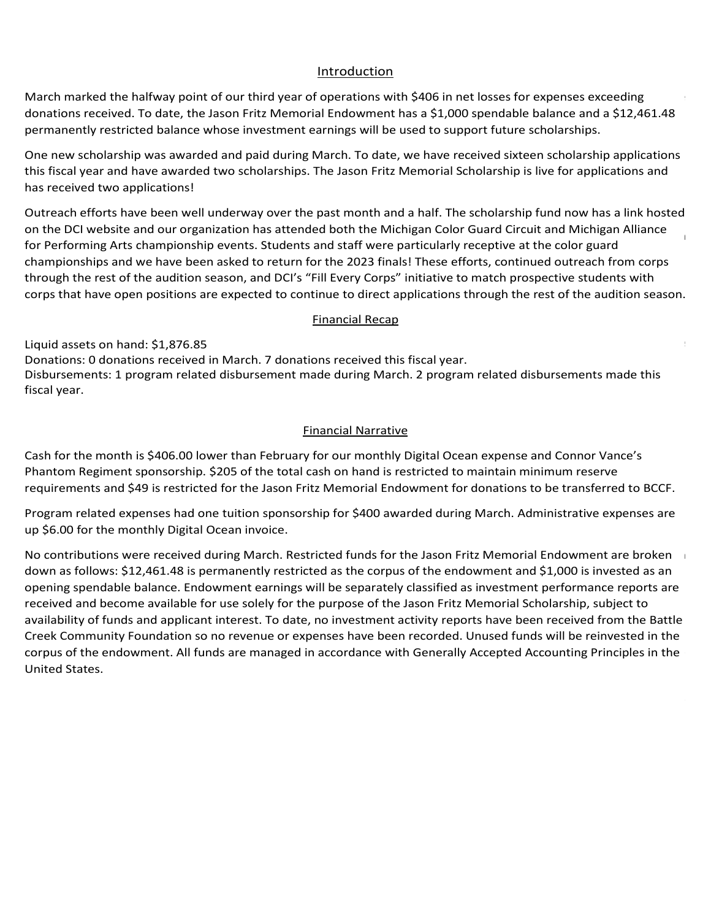## Introduction

March marked the halfway point of our third year of operations with $406 in net losses for expenses exceeding donations received. To date, the Jason Fritz Memorial Endowment has a $1,000 spendable balance and a $12,461.48 permanently restricted balance whose investment earnings will be used to support future scholarships.

One new scholarship was awarded and paid during March. To date, we have received sixteen scholarship applications this fiscal year and have awarded two scholarships. The Jason Fritz Memorial Scholarship is live for applications and has received two applications!

Outreach efforts have been well underway over the past month and a half. The scholarship fund now has a link hosted on the DCI website and our organization has attended both the Michigan Color Guard Circuit and Michigan Alliance for Performing Arts championship events. Students and staff were particularly receptive at the color guard championships and we have been asked to return for the 2023 finals! These efforts, continued outreach from corps through the rest of the audition season, and DCI's "Fill Every Corps" initiative to match prospective students with corps that have open positions are expected to continue to direct applications through the rest of the audition season.

## Financial Recap

Liquid assets on hand: $1,876.85
Donations: 0 donations received in March. 7 donations received this fiscal year.
Disbursements: 1 program related disbursement made during March. 2 program related disbursements made this fiscal year.

## Financial Narrative

Cash for the month is $406.00 lower than February for our monthly Digital Ocean expense and Connor Vance's Phantom Regiment sponsorship. $205 of the total cash on hand is restricted to maintain minimum reserve requirements and $49 is restricted for the Jason Fritz Memorial Endowment for donations to be transferred to BCCF.

Program related expenses had one tuition sponsorship for $400 awarded during March. Administrative expenses are up $6.00 for the monthly Digital Ocean invoice.

No contributions were received during March. Restricted funds for the Jason Fritz Memorial Endowment are broken down as follows: $12,461.48 is permanently restricted as the corpus of the endowment and $1,000 is invested as an opening spendable balance. Endowment earnings will be separately classified as investment performance reports are received and become available for use solely for the purpose of the Jason Fritz Memorial Scholarship, subject to availability of funds and applicant interest. To date, no investment activity reports have been received from the Battle Creek Community Foundation so no revenue or expenses have been recorded. Unused funds will be reinvested in the corpus of the endowment. All funds are managed in accordance with Generally Accepted Accounting Principles in the United States.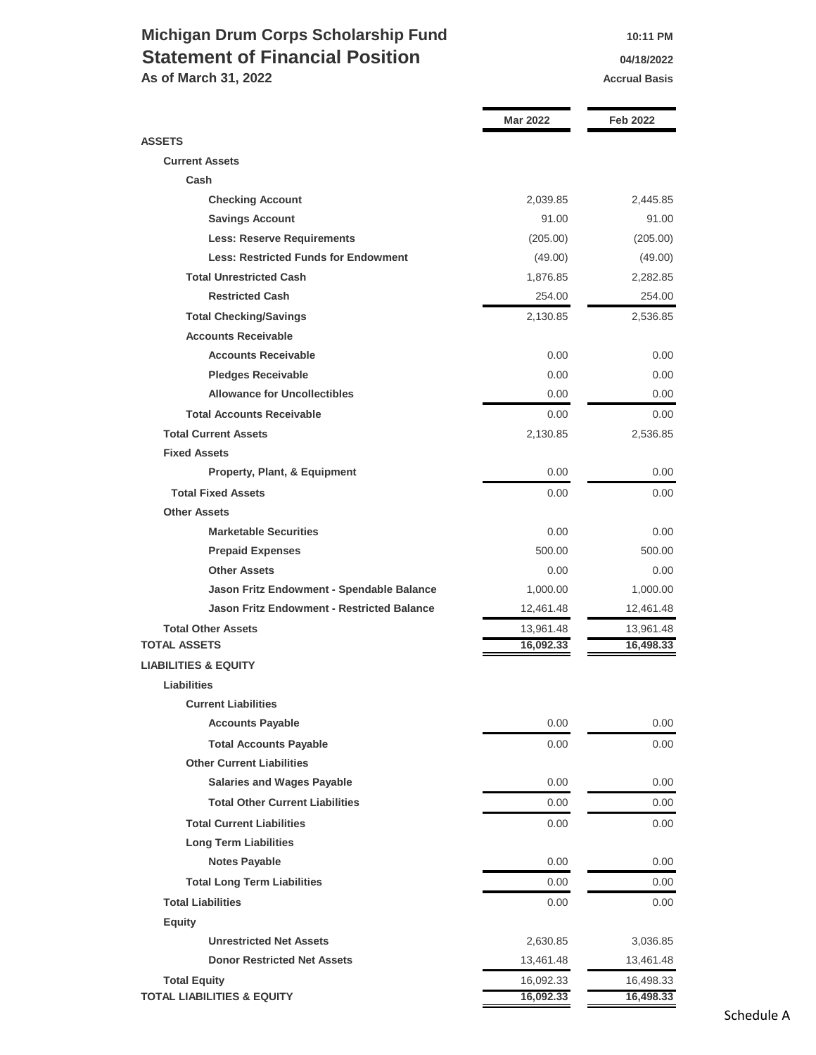# Michigan Drum Corps Scholarship Fund

## Statement of Financial Position

**As of March 31, 2022**

10:11 PM
04/18/2022
Accrual Basis

| | Mar 2022 | Feb 2022 |
|---|---|---|
| **ASSETS** | | |
| **Current Assets** | | |
| **Cash** | | |
| **Checking Account** | 2,039.85 | 2,445.85 |
| **Savings Account** | 91.00 | 91.00 |
| **Less: Reserve Requirements** | (205.00) | (205.00) |
| **Less: Restricted Funds for Endowment** | (49.00) | (49.00) |
| **Total Unrestricted Cash** | 1,876.85 | 2,282.85 |
| **Restricted Cash** | 254.00 | 254.00 |
| **Total Checking/Savings** | 2,130.85 | 2,536.85 |
| **Accounts Receivable** | | |
| **Accounts Receivable** | 0.00 | 0.00 |
| **Pledges Receivable** | 0.00 | 0.00 |
| **Allowance for Uncollectibles** | 0.00 | 0.00 |
| **Total Accounts Receivable** | 0.00 | 0.00 |
| **Total Current Assets** | 2,130.85 | 2,536.85 |
| **Fixed Assets** | | |
| **Property, Plant, & Equipment** | 0.00 | 0.00 |
| **Total Fixed Assets** | 0.00 | 0.00 |
| **Other Assets** | | |
| **Marketable Securities** | 0.00 | 0.00 |
| **Prepaid Expenses** | 500.00 | 500.00 |
| **Other Assets** | 0.00 | 0.00 |
| **Jason Fritz Endowment - Spendable Balance** | 1,000.00 | 1,000.00 |
| **Jason Fritz Endowment - Restricted Balance** | 12,461.48 | 12,461.48 |
| **Total Other Assets** | 13,961.48 | 13,961.48 |
| **TOTAL ASSETS** | **16,092.33** | **16,498.33** |
| **LIABILITIES & EQUITY** | | |
| **Liabilities** | | |
| **Current Liabilities** | | |
| **Accounts Payable** | 0.00 | 0.00 |
| **Total Accounts Payable** | 0.00 | 0.00 |
| **Other Current Liabilities** | | |
| **Salaries and Wages Payable** | 0.00 | 0.00 |
| **Total Other Current Liabilities** | 0.00 | 0.00 |
| **Total Current Liabilities** | 0.00 | 0.00 |
| **Long Term Liabilities** | | |
| **Notes Payable** | 0.00 | 0.00 |
| **Total Long Term Liabilities** | 0.00 | 0.00 |
| **Total Liabilities** | 0.00 | 0.00 |
| **Equity** | | |
| **Unrestricted Net Assets** | 2,630.85 | 3,036.85 |
| **Donor Restricted Net Assets** | 13,461.48 | 13,461.48 |
| **Total Equity** | 16,092.33 | 16,498.33 |
| **TOTAL LIABILITIES & EQUITY** | **16,092.33** | **16,498.33** |

Schedule A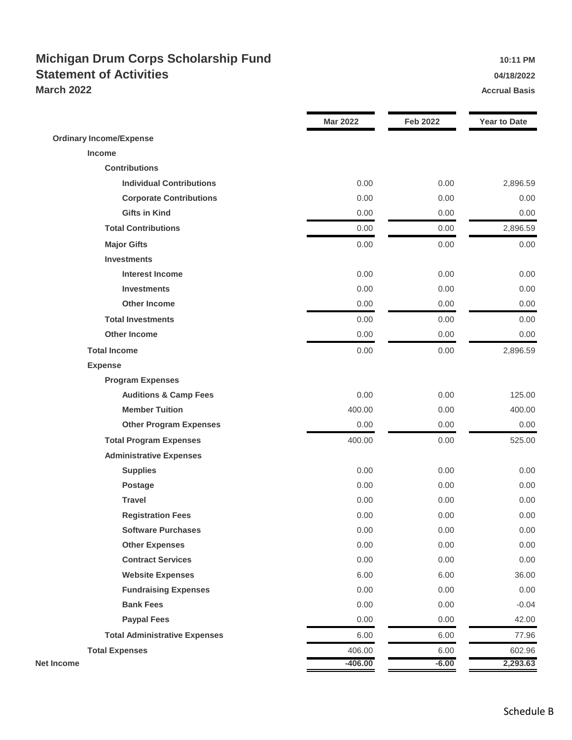# Michigan Drum Corps Scholarship Fund

## Statement of Activities

### March 2022

10:11 PM
04/18/2022
Accrual Basis

| | Mar 2022 | Feb 2022 | Year to Date |
|---|---|---|---|
| **Ordinary Income/Expense** | | | |
| **Income** | | | |
| **Contributions** | | | |
| **Individual Contributions** | 0.00 | 0.00 | 2,896.59 |
| **Corporate Contributions** | 0.00 | 0.00 | 0.00 |
| **Gifts in Kind** | 0.00 | 0.00 | 0.00 |
| **Total Contributions** | 0.00 | 0.00 | 2,896.59 |
| **Major Gifts** | 0.00 | 0.00 | 0.00 |
| **Investments** | | | |
| **Interest Income** | 0.00 | 0.00 | 0.00 |
| **Investments** | 0.00 | 0.00 | 0.00 |
| **Other Income** | 0.00 | 0.00 | 0.00 |
| **Total Investments** | 0.00 | 0.00 | 0.00 |
| **Other Income** | 0.00 | 0.00 | 0.00 |
| **Total Income** | 0.00 | 0.00 | 2,896.59 |
| **Expense** | | | |
| **Program Expenses** | | | |
| **Auditions & Camp Fees** | 0.00 | 0.00 | 125.00 |
| **Member Tuition** | 400.00 | 0.00 | 400.00 |
| **Other Program Expenses** | 0.00 | 0.00 | 0.00 |
| **Total Program Expenses** | 400.00 | 0.00 | 525.00 |
| **Administrative Expenses** | | | |
| **Supplies** | 0.00 | 0.00 | 0.00 |
| **Postage** | 0.00 | 0.00 | 0.00 |
| **Travel** | 0.00 | 0.00 | 0.00 |
| **Registration Fees** | 0.00 | 0.00 | 0.00 |
| **Software Purchases** | 0.00 | 0.00 | 0.00 |
| **Other Expenses** | 0.00 | 0.00 | 0.00 |
| **Contract Services** | 0.00 | 0.00 | 0.00 |
| **Website Expenses** | 6.00 | 6.00 | 36.00 |
| **Fundraising Expenses** | 0.00 | 0.00 | 0.00 |
| **Bank Fees** | 0.00 | 0.00 | -0.04 |
| **Paypal Fees** | 0.00 | 0.00 | 42.00 |
| **Total Administrative Expenses** | 6.00 | 6.00 | 77.96 |
| **Total Expenses** | 406.00 | 6.00 | 602.96 |
| **Net Income** | **-406.00** | **-6.00** | **2,293.63** |

Schedule B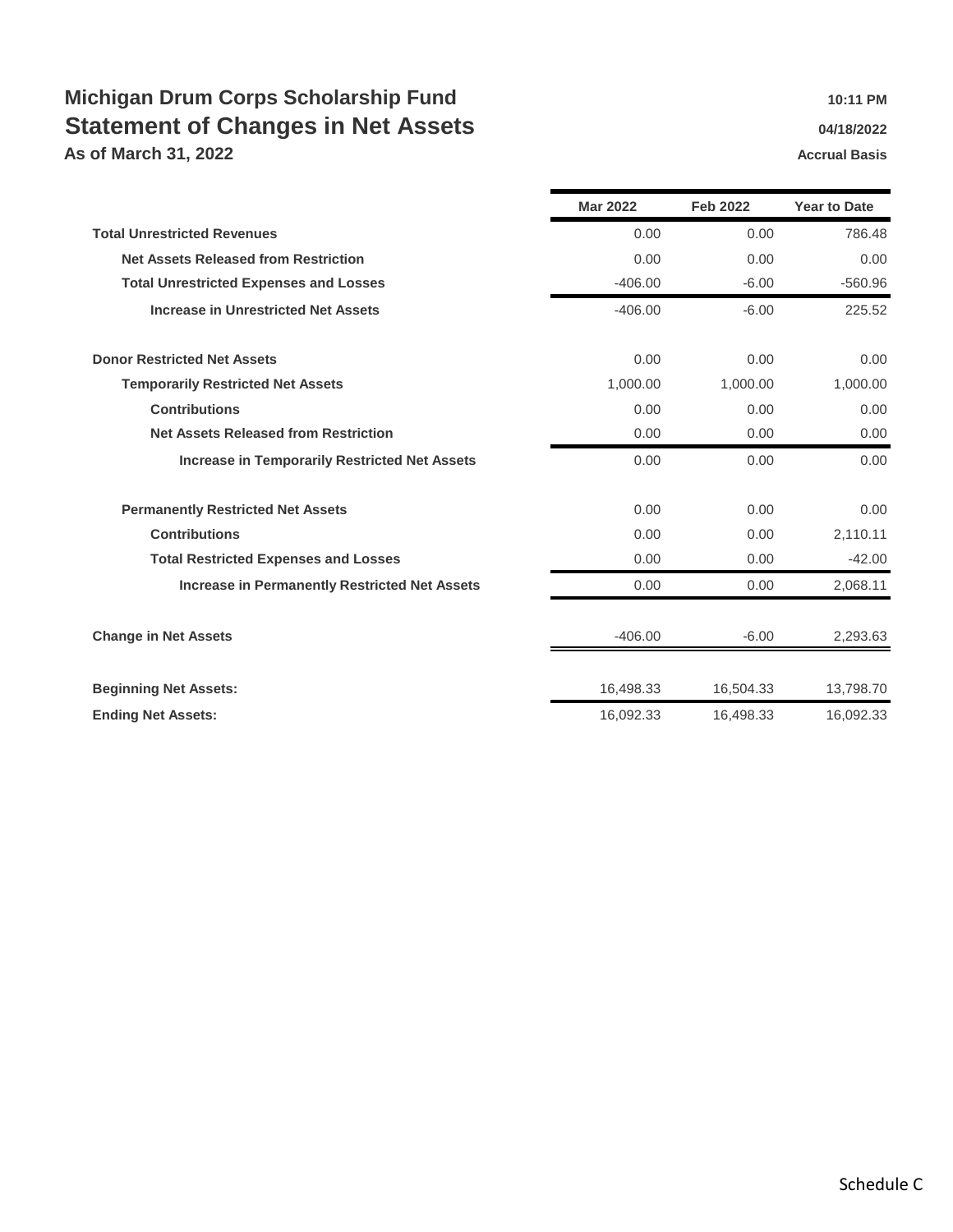# Michigan Drum Corps Scholarship Fund

## Statement of Changes in Net Assets

### As of March 31, 2022

10:11 PM
04/18/2022
Accrual Basis

| | Mar 2022 | Feb 2022 | Year to Date |
|---|---|---|---|
| **Total Unrestricted Revenues** | 0.00 | 0.00 | 786.48 |
| **Net Assets Released from Restriction** | 0.00 | 0.00 | 0.00 |
| **Total Unrestricted Expenses and Losses** | -406.00 | -6.00 | -560.96 |
| **Increase in Unrestricted Net Assets** | -406.00 | -6.00 | 225.52 |
| | | | |
| **Donor Restricted Net Assets** | 0.00 | 0.00 | 0.00 |
| **Temporarily Restricted Net Assets** | 1,000.00 | 1,000.00 | 1,000.00 |
| **Contributions** | 0.00 | 0.00 | 0.00 |
| **Net Assets Released from Restriction** | 0.00 | 0.00 | 0.00 |
| **Increase in Temporarily Restricted Net Assets** | 0.00 | 0.00 | 0.00 |
| | | | |
| **Permanently Restricted Net Assets** | 0.00 | 0.00 | 0.00 |
| **Contributions** | 0.00 | 0.00 | 2,110.11 |
| **Total Restricted Expenses and Losses** | 0.00 | 0.00 | -42.00 |
| **Increase in Permanently Restricted Net Assets** | 0.00 | 0.00 | 2,068.11 |
| | | | |
| **Change in Net Assets** | -406.00 | -6.00 | 2,293.63 |
| | | | |
| **Beginning Net Assets:** | 16,498.33 | 16,504.33 | 13,798.70 |
| **Ending Net Assets:** | 16,092.33 | 16,498.33 | 16,092.33 |

Schedule C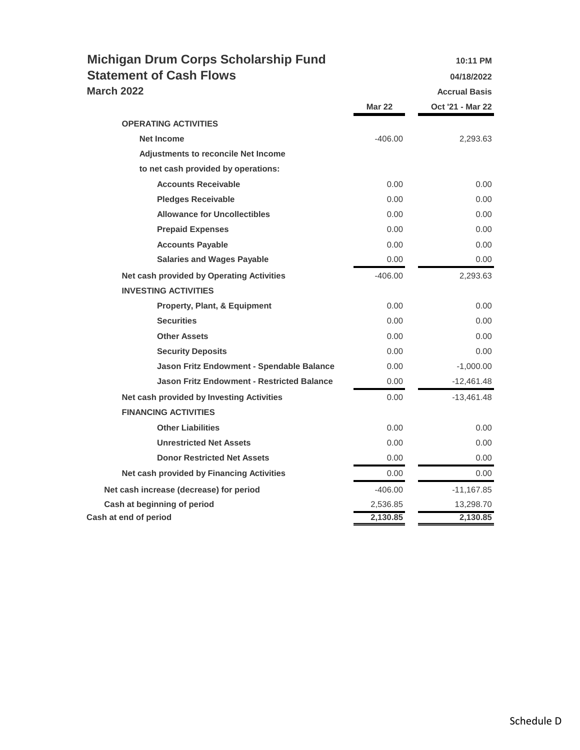# Michigan Drum Corps Scholarship Fund

## Statement of Cash Flows

### March 2022

10:11 PM
04/18/2022
Accrual Basis

| | Mar 22 | Oct '21 - Mar 22 |
|---|---|---|
| **OPERATING ACTIVITIES** | | |
| **Net Income** | -406.00 | 2,293.63 |
| **Adjustments to reconcile Net Income** | | |
| **to net cash provided by operations:** | | |
| **Accounts Receivable** | 0.00 | 0.00 |
| **Pledges Receivable** | 0.00 | 0.00 |
| **Allowance for Uncollectibles** | 0.00 | 0.00 |
| **Prepaid Expenses** | 0.00 | 0.00 |
| **Accounts Payable** | 0.00 | 0.00 |
| **Salaries and Wages Payable** | 0.00 | 0.00 |
| **Net cash provided by Operating Activities** | -406.00 | 2,293.63 |
| **INVESTING ACTIVITIES** | | |
| **Property, Plant, & Equipment** | 0.00 | 0.00 |
| **Securities** | 0.00 | 0.00 |
| **Other Assets** | 0.00 | 0.00 |
| **Security Deposits** | 0.00 | 0.00 |
| **Jason Fritz Endowment - Spendable Balance** | 0.00 | -1,000.00 |
| **Jason Fritz Endowment - Restricted Balance** | 0.00 | -12,461.48 |
| **Net cash provided by Investing Activities** | 0.00 | -13,461.48 |
| **FINANCING ACTIVITIES** | | |
| **Other Liabilities** | 0.00 | 0.00 |
| **Unrestricted Net Assets** | 0.00 | 0.00 |
| **Donor Restricted Net Assets** | 0.00 | 0.00 |
| **Net cash provided by Financing Activities** | 0.00 | 0.00 |
| **Net cash increase (decrease) for period** | -406.00 | -11,167.85 |
| **Cash at beginning of period** | 2,536.85 | 13,298.70 |
| **Cash at end of period** | **2,130.85** | **2,130.85** |

Schedule D